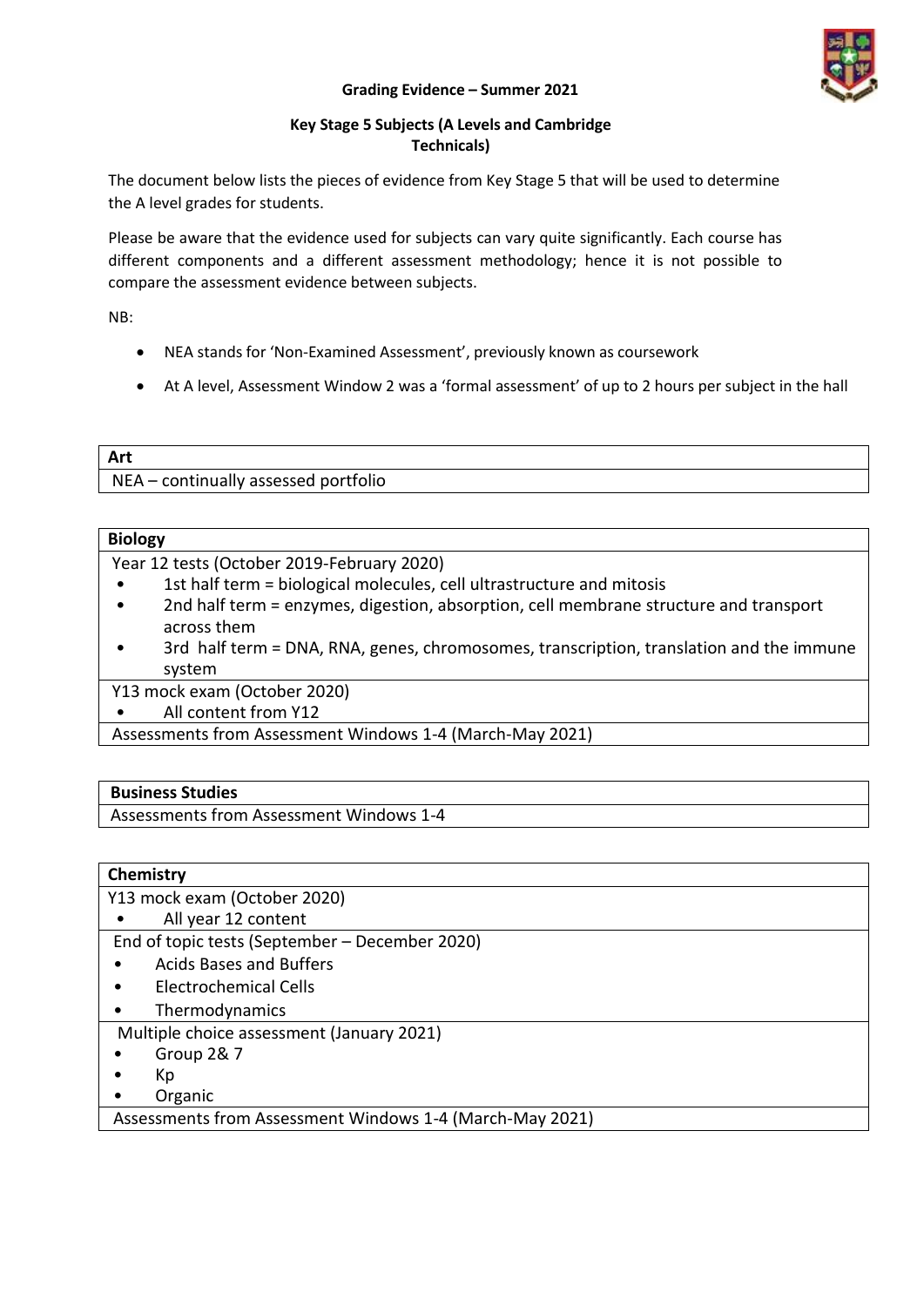**Grading Evidence – Summer 2021**

**Key Stage 5 Subjects (A Levels and Cambridge Technicals)**

The document below lists the pieces of evidence from Key Stage 5 that will be used to determine the A level grades for students.

Please be aware that the evidence used for subjects can vary quite significantly. Each course has different components and a different assessment methodology; hence it is not possible to compare the assessment evidence between subjects.

NB:

- NEA stands for 'Non-Examined Assessment', previously known as coursework
- At A level, Assessment Window 2 was a 'formal assessment' of up to 2 hours per subject in the hall

| **Art** |
|---|
| NEA – continually assessed portfolio |

| **Biology** |
|---|
| Year 12 tests (October 2019-February 2020)<br>• 1st half term = biological molecules, cell ultrastructure and mitosis<br>• 2nd half term = enzymes, digestion, absorption, cell membrane structure and transport across them<br>• 3rd half term = DNA, RNA, genes, chromosomes, transcription, translation and the immune system |
| Y13 mock exam (October 2020)<br>• All content from Y12 |
| Assessments from Assessment Windows 1-4 (March-May 2021) |

| **Business Studies** |
|---|
| Assessments from Assessment Windows 1-4 |

| **Chemistry** |
|---|
| Y13 mock exam (October 2020)<br>• All year 12 content |
| End of topic tests (September – December 2020)<br>• Acids Bases and Buffers<br>• Electrochemical Cells<br>• Thermodynamics |
| Multiple choice assessment (January 2021)<br>• Group 2& 7<br>• Kp<br>• Organic |
| Assessments from Assessment Windows 1-4 (March-May 2021) |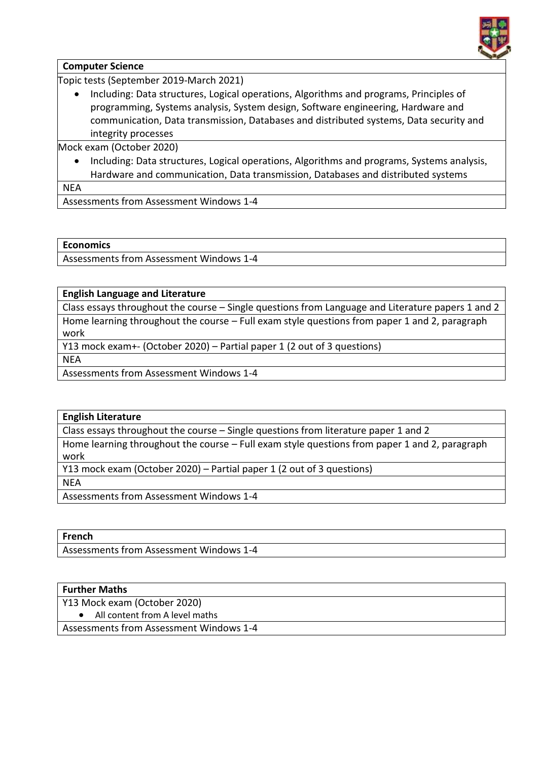| **Computer Science** |
|---|
| Topic tests (September 2019-March 2021)<br>• Including: Data structures, Logical operations, Algorithms and programs, Principles of programming, Systems analysis, System design, Software engineering, Hardware and communication, Data transmission, Databases and distributed systems, Data security and integrity processes |
| Mock exam (October 2020)<br>• Including: Data structures, Logical operations, Algorithms and programs, Systems analysis, Hardware and communication, Data transmission, Databases and distributed systems |
| NEA |
| Assessments from Assessment Windows 1-4 |

| **Economics** |
|---|
| Assessments from Assessment Windows 1-4 |

| **English Language and Literature** |
|---|
| Class essays throughout the course – Single questions from Language and Literature papers 1 and 2 |
| Home learning throughout the course – Full exam style questions from paper 1 and 2, paragraph work |
| Y13 mock exam+- (October 2020) – Partial paper 1 (2 out of 3 questions) |
| NEA |
| Assessments from Assessment Windows 1-4 |

| **English Literature** |
|---|
| Class essays throughout the course – Single questions from literature paper 1 and 2 |
| Home learning throughout the course – Full exam style questions from paper 1 and 2, paragraph work |
| Y13 mock exam (October 2020) – Partial paper 1 (2 out of 3 questions) |
| NEA |
| Assessments from Assessment Windows 1-4 |

| **French** |
|---|
| Assessments from Assessment Windows 1-4 |

| **Further Maths** |
|---|
| Y13 Mock exam (October 2020)<br>• All content from A level maths |
| Assessments from Assessment Windows 1-4 |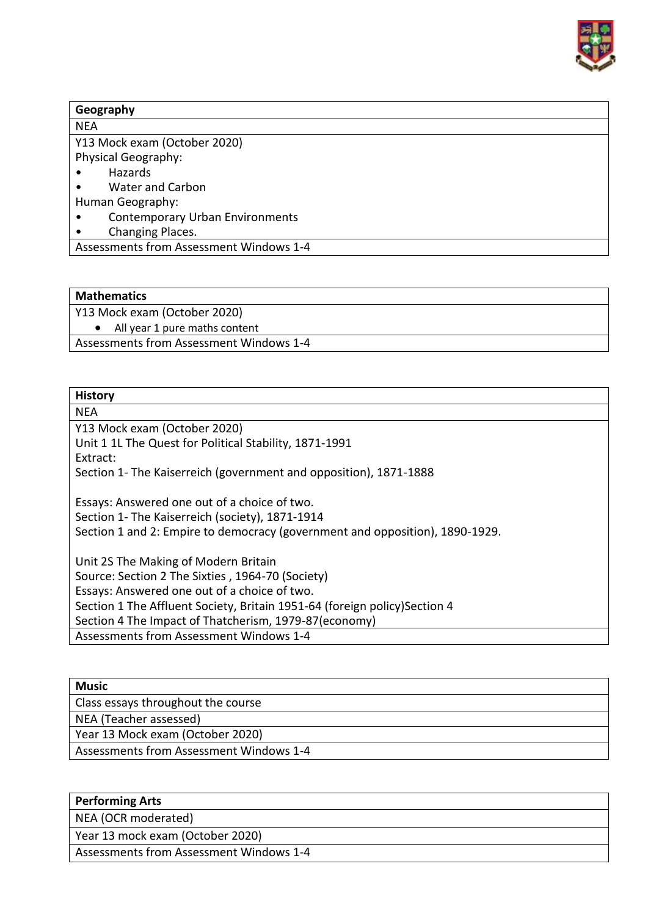| Geography |
| --- |
| NEA |
| Y13 Mock exam (October 2020)<br>Physical Geography:<br>• Hazards<br>• Water and Carbon<br>Human Geography:<br>• Contemporary Urban Environments<br>• Changing Places. |
| Assessments from Assessment Windows 1-4 |

| Mathematics |
| --- |
| Y13 Mock exam (October 2020)<br>• All year 1 pure maths content |
| Assessments from Assessment Windows 1-4 |

| History |
| --- |
| NEA |
| Y13 Mock exam (October 2020)<br>Unit 1 1L The Quest for Political Stability, 1871-1991<br>Extract:<br>Section 1- The Kaiserreich (government and opposition), 1871-1888<br><br>Essays: Answered one out of a choice of two.<br>Section 1- The Kaiserreich (society), 1871-1914<br>Section 1 and 2: Empire to democracy (government and opposition), 1890-1929.<br><br>Unit 2S The Making of Modern Britain<br>Source: Section 2 The Sixties , 1964-70 (Society)<br>Essays: Answered one out of a choice of two.<br>Section 1 The Affluent Society, Britain 1951-64 (foreign policy)Section 4<br>Section 4 The Impact of Thatcherism, 1979-87(economy) |
| Assessments from Assessment Windows 1-4 |

| Music |
| --- |
| Class essays throughout the course |
| NEA (Teacher assessed) |
| Year 13 Mock exam (October 2020) |
| Assessments from Assessment Windows 1-4 |

| Performing Arts |
| --- |
| NEA (OCR moderated) |
| Year 13 mock exam (October 2020) |
| Assessments from Assessment Windows 1-4 |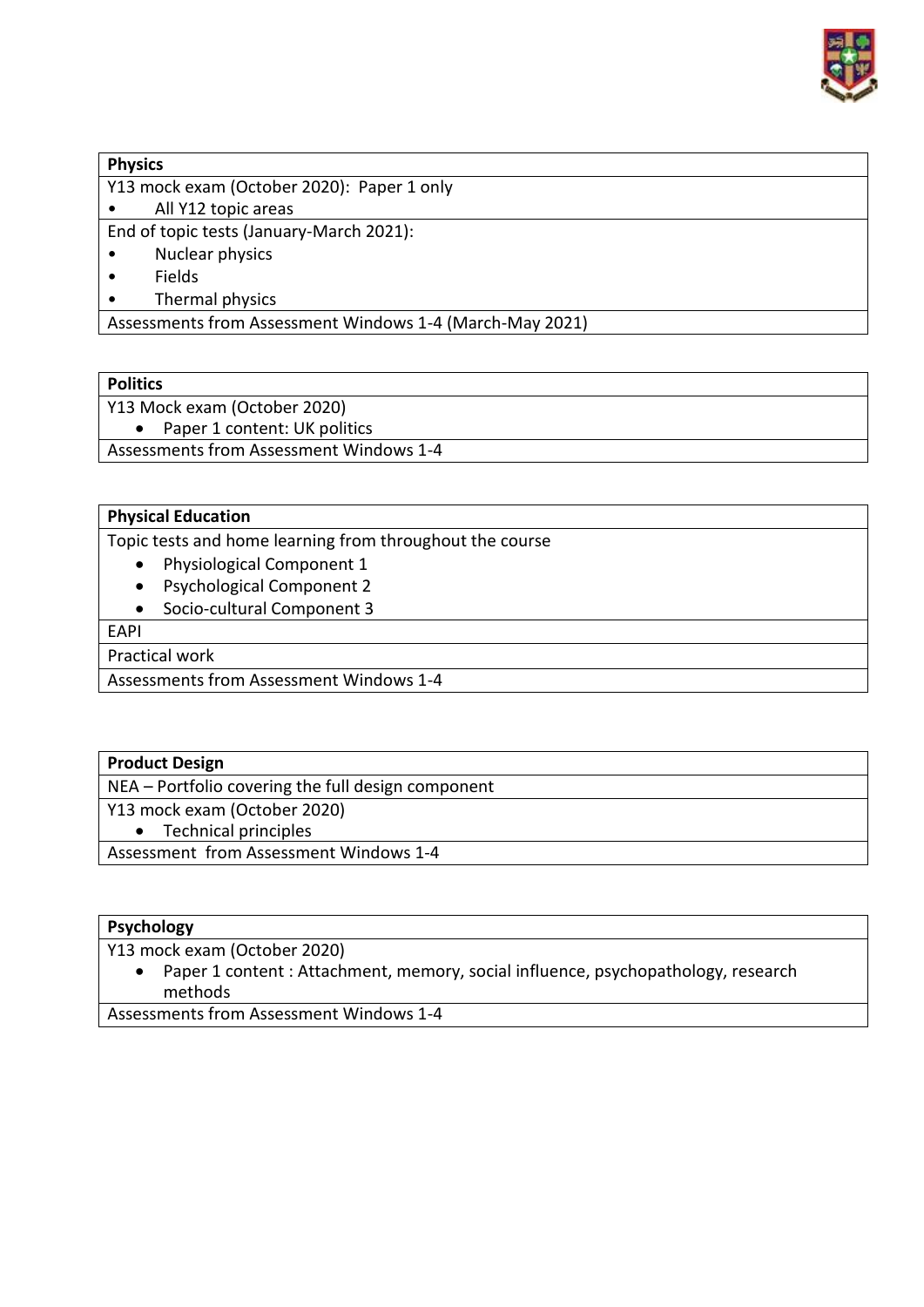| **Physics** |
| --- |
| Y13 mock exam (October 2020): Paper 1 only<br>• All Y12 topic areas |
| End of topic tests (January-March 2021):<br>• Nuclear physics<br>• Fields<br>• Thermal physics |
| Assessments from Assessment Windows 1-4 (March-May 2021) |

| **Politics** |
| --- |
| Y13 Mock exam (October 2020)<br>• Paper 1 content: UK politics |
| Assessments from Assessment Windows 1-4 |

| **Physical Education** |
| --- |
| Topic tests and home learning from throughout the course<br>• Physiological Component 1<br>• Psychological Component 2<br>• Socio-cultural Component 3 |
| EAPI |
| Practical work |
| Assessments from Assessment Windows 1-4 |

| **Product Design** |
| --- |
| NEA – Portfolio covering the full design component |
| Y13 mock exam (October 2020)<br>• Technical principles |
| Assessment from Assessment Windows 1-4 |

| **Psychology** |
| --- |
| Y13 mock exam (October 2020)<br>• Paper 1 content : Attachment, memory, social influence, psychopathology, research methods |
| Assessments from Assessment Windows 1-4 |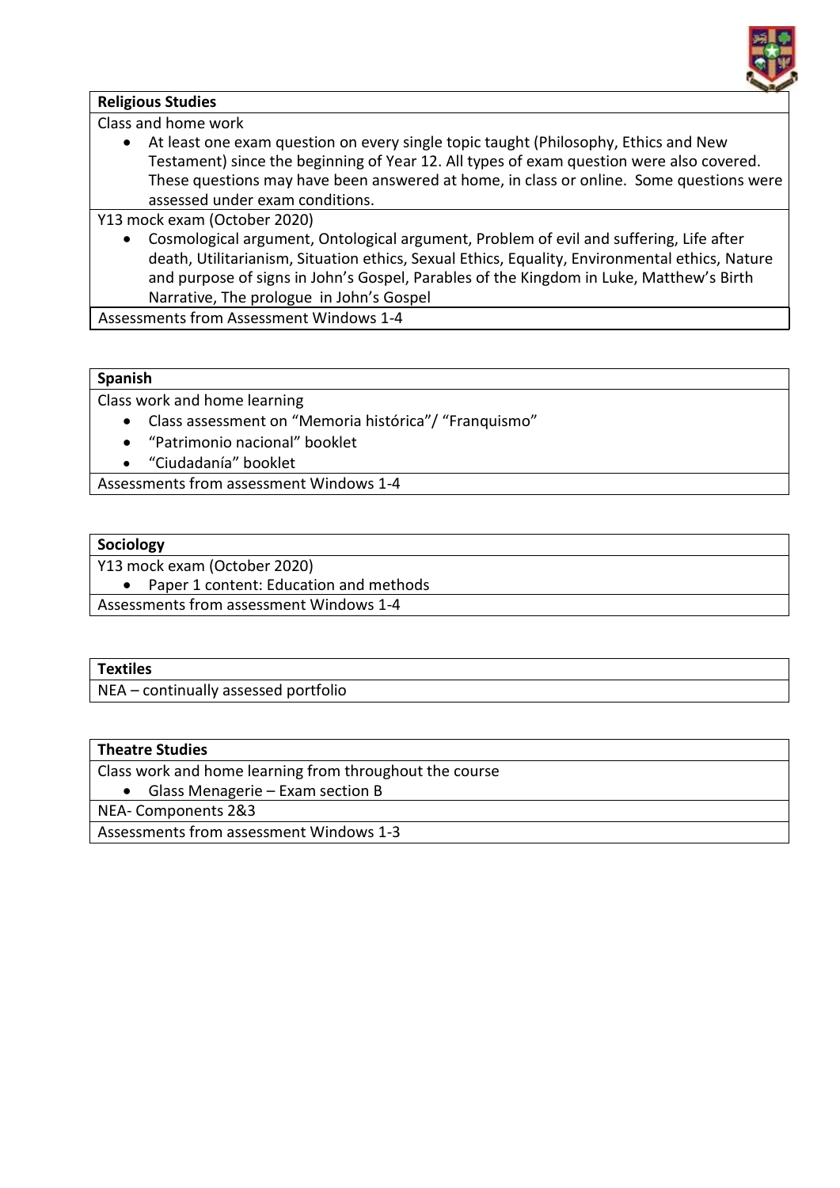| Religious Studies |
| --- |
| Class and home work<br>• At least one exam question on every single topic taught (Philosophy, Ethics and New Testament) since the beginning of Year 12. All types of exam question were also covered. These questions may have been answered at home, in class or online. Some questions were assessed under exam conditions. |
| Y13 mock exam (October 2020)<br>• Cosmological argument, Ontological argument, Problem of evil and suffering, Life after death, Utilitarianism, Situation ethics, Sexual Ethics, Equality, Environmental ethics, Nature and purpose of signs in John's Gospel, Parables of the Kingdom in Luke, Matthew's Birth Narrative, The prologue in John's Gospel |
| Assessments from Assessment Windows 1-4 |

| Spanish |
| --- |
| Class work and home learning<br>• Class assessment on "Memoria histórica"/ "Franquismo"<br>• "Patrimonio nacional" booklet<br>• "Ciudadanía" booklet |
| Assessments from assessment Windows 1-4 |

| Sociology |
| --- |
| Y13 mock exam (October 2020)<br>• Paper 1 content: Education and methods |
| Assessments from assessment Windows 1-4 |

| Textiles |
| --- |
| NEA – continually assessed portfolio |

| Theatre Studies |
| --- |
| Class work and home learning from throughout the course<br>• Glass Menagerie – Exam section B |
| NEA- Components 2&3 |
| Assessments from assessment Windows 1-3 |